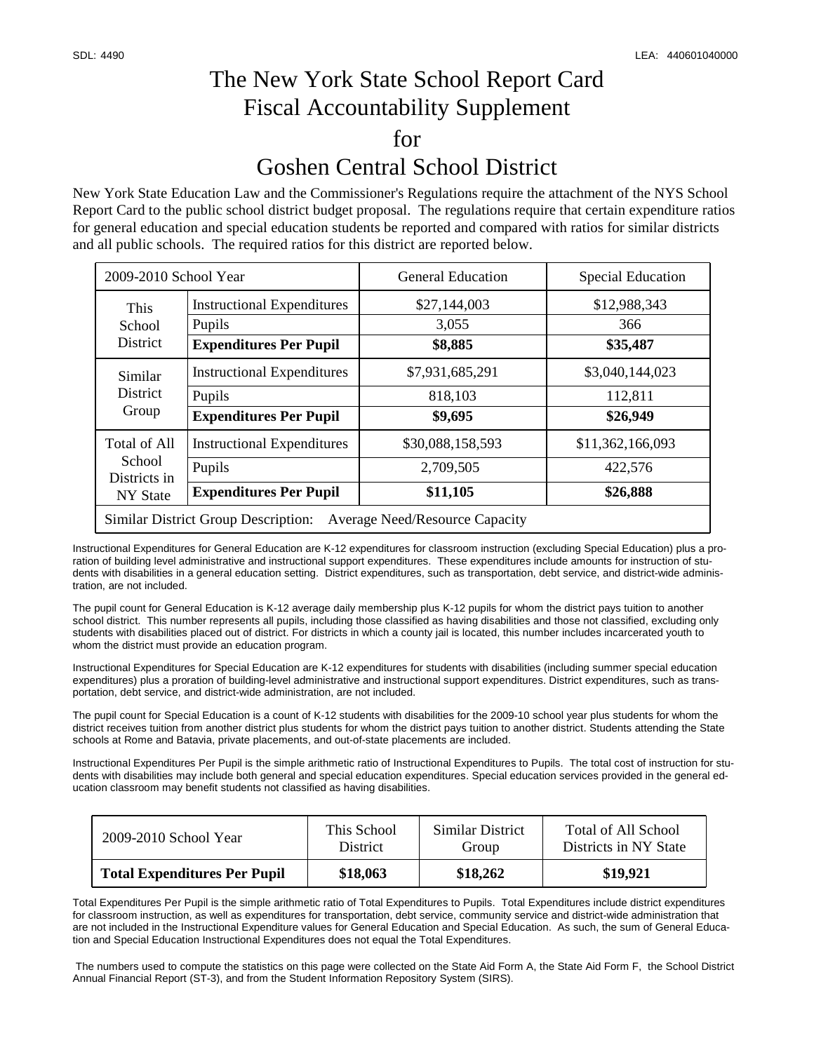SDL: 4490 LEA: 440601040000

# The New York State School Report Card Fiscal Accountability Supplement for Goshen Central School District

New York State Education Law and the Commissioner's Regulations require the attachment of the NYS School Report Card to the public school district budget proposal. The regulations require that certain expenditure ratios for general education and special education students be reported and compared with ratios for similar districts and all public schools. The required ratios for this district are reported below.

| 2009-2010 School Year | | General Education | Special Education |
|---|---|---|---|
| This School District | Instructional Expenditures | $27,144,003 | $12,988,343 |
| | Pupils | 3,055 | 366 |
| | **Expenditures Per Pupil** | **$8,885** | **$35,487** |
| Similar District Group | Instructional Expenditures | $7,931,685,291 | $3,040,144,023 |
| | Pupils | 818,103 | 112,811 |
| | **Expenditures Per Pupil** | **$9,695** | **$26,949** |
| Total of All School Districts in NY State | Instructional Expenditures | $30,088,158,593 | $11,362,166,093 |
| | Pupils | 2,709,505 | 422,576 |
| | **Expenditures Per Pupil** | **$11,105** | **$26,888** |
| Similar District Group Description: Average Need/Resource Capacity | | | |

Instructional Expenditures for General Education are K-12 expenditures for classroom instruction (excluding Special Education) plus a proration of building level administrative and instructional support expenditures. These expenditures include amounts for instruction of students with disabilities in a general education setting. District expenditures, such as transportation, debt service, and district-wide administration, are not included.

The pupil count for General Education is K-12 average daily membership plus K-12 pupils for whom the district pays tuition to another school district. This number represents all pupils, including those classified as having disabilities and those not classified, excluding only students with disabilities placed out of district. For districts in which a county jail is located, this number includes incarcerated youth to whom the district must provide an education program.

Instructional Expenditures for Special Education are K-12 expenditures for students with disabilities (including summer special education expenditures) plus a proration of building-level administrative and instructional support expenditures. District expenditures, such as transportation, debt service, and district-wide administration, are not included.

The pupil count for Special Education is a count of K-12 students with disabilities for the 2009-10 school year plus students for whom the district receives tuition from another district plus students for whom the district pays tuition to another district. Students attending the State schools at Rome and Batavia, private placements, and out-of-state placements are included.

Instructional Expenditures Per Pupil is the simple arithmetic ratio of Instructional Expenditures to Pupils. The total cost of instruction for students with disabilities may include both general and special education expenditures. Special education services provided in the general education classroom may benefit students not classified as having disabilities.

| 2009-2010 School Year | This School District | Similar District Group | Total of All School Districts in NY State |
|---|---|---|---|
| **Total Expenditures Per Pupil** | **$18,063** | **$18,262** | **$19,921** |

Total Expenditures Per Pupil is the simple arithmetic ratio of Total Expenditures to Pupils. Total Expenditures include district expenditures for classroom instruction, as well as expenditures for transportation, debt service, community service and district-wide administration that are not included in the Instructional Expenditure values for General Education and Special Education. As such, the sum of General Education and Special Education Instructional Expenditures does not equal the Total Expenditures.

The numbers used to compute the statistics on this page were collected on the State Aid Form A, the State Aid Form F, the School District Annual Financial Report (ST-3), and from the Student Information Repository System (SIRS).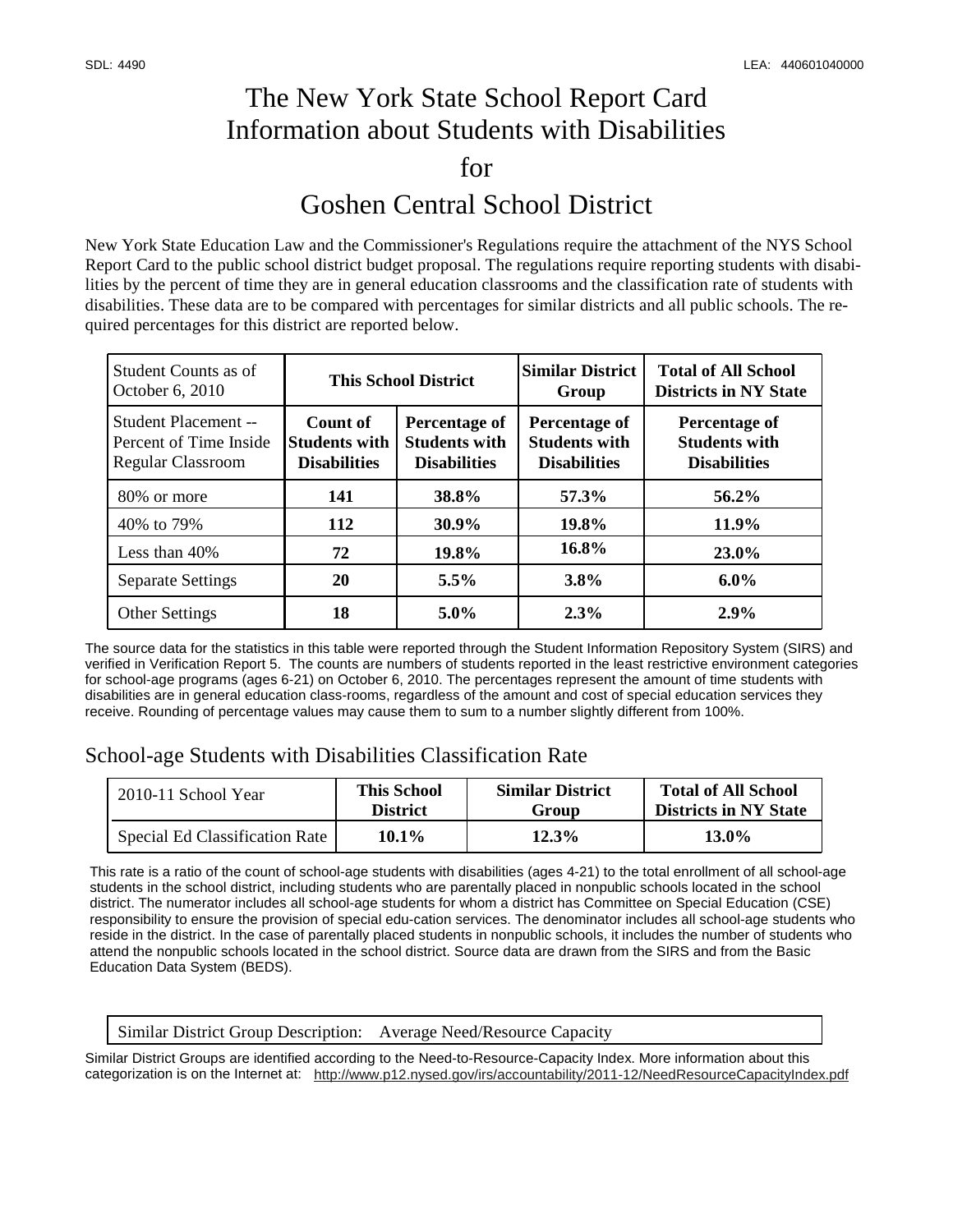# The New York State School Report Card Information about Students with Disabilities for Goshen Central School District

New York State Education Law and the Commissioner's Regulations require the attachment of the NYS School Report Card to the public school district budget proposal. The regulations require reporting students with disabilities by the percent of time they are in general education classrooms and the classification rate of students with disabilities. These data are to be compared with percentages for similar districts and all public schools. The required percentages for this district are reported below.

| Student Counts as of October 6, 2010 | This School District | | Similar District Group | Total of All School Districts in NY State |
|---|---|---|---|---|
| Student Placement -- Percent of Time Inside Regular Classroom | **Count of Students with Disabilities** | **Percentage of Students with Disabilities** | **Percentage of Students with Disabilities** | **Percentage of Students with Disabilities** |
| 80% or more | **141** | **38.8%** | **57.3%** | **56.2%** |
| 40% to 79% | **112** | **30.9%** | **19.8%** | **11.9%** |
| Less than 40% | **72** | **19.8%** | **16.8%** | **23.0%** |
| Separate Settings | **20** | **5.5%** | **3.8%** | **6.0%** |
| Other Settings | **18** | **5.0%** | **2.3%** | **2.9%** |

The source data for the statistics in this table were reported through the Student Information Repository System (SIRS) and verified in Verification Report 5. The counts are numbers of students reported in the least restrictive environment categories for school-age programs (ages 6-21) on October 6, 2010. The percentages represent the amount of time students with disabilities are in general education class-rooms, regardless of the amount and cost of special education services they receive. Rounding of percentage values may cause them to sum to a number slightly different from 100%.

## School-age Students with Disabilities Classification Rate

| 2010-11 School Year | This School District | Similar District Group | Total of All School Districts in NY State |
|---|---|---|---|
| Special Ed Classification Rate | **10.1%** | **12.3%** | **13.0%** |

This rate is a ratio of the count of school-age students with disabilities (ages 4-21) to the total enrollment of all school-age students in the school district, including students who are parentally placed in nonpublic schools located in the school district. The numerator includes all school-age students for whom a district has Committee on Special Education (CSE) responsibility to ensure the provision of special edu-cation services. The denominator includes all school-age students who reside in the district. In the case of parentally placed students in nonpublic schools, it includes the number of students who attend the nonpublic schools located in the school district. Source data are drawn from the SIRS and from the Basic Education Data System (BEDS).

Similar District Group Description: Average Need/Resource Capacity

Similar District Groups are identified according to the Need-to-Resource-Capacity Index. More information about this categorization is on the Internet at: http://www.p12.nysed.gov/irs/accountability/2011-12/NeedResourceCapacityIndex.pdf